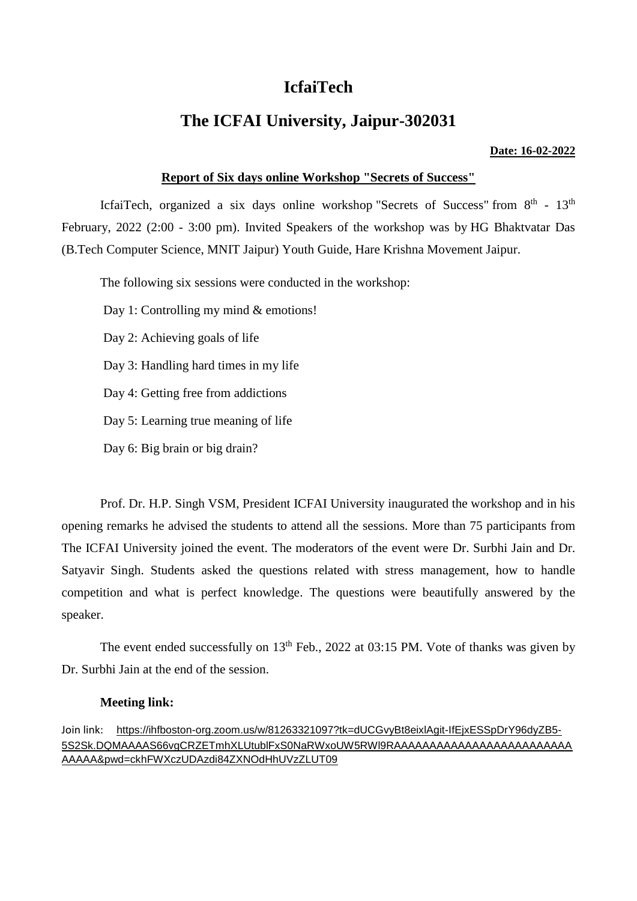# IcfaiTech

# The ICFAI University, Jaipur-302031

**Date: 16-02-2022**

**Report of Six days online Workshop "Secrets of Success"**

IcfaiTech, organized a six days online workshop "Secrets of Success" from 8th - 13th February, 2022 (2:00 - 3:00 pm). Invited Speakers of the workshop was by HG Bhaktvatar Das (B.Tech Computer Science, MNIT Jaipur) Youth Guide, Hare Krishna Movement Jaipur.

The following six sessions were conducted in the workshop:

Day 1: Controlling my mind & emotions!

Day 2: Achieving goals of life

Day 3: Handling hard times in my life

Day 4: Getting free from addictions

Day 5: Learning true meaning of life

Day 6: Big brain or big drain?

Prof. Dr. H.P. Singh VSM, President ICFAI University inaugurated the workshop and in his opening remarks he advised the students to attend all the sessions. More than 75 participants from The ICFAI University joined the event. The moderators of the event were Dr. Surbhi Jain and Dr. Satyavir Singh. Students asked the questions related with stress management, how to handle competition and what is perfect knowledge. The questions were beautifully answered by the speaker.

The event ended successfully on 13th Feb., 2022 at 03:15 PM. Vote of thanks was given by Dr. Surbhi Jain at the end of the session.

**Meeting link:**

Join link: https://ihfboston-org.zoom.us/w/81263321097?tk=dUCGvyBt8eixlAgit-IfEjxESSpDrY96dyZB5-5S2Sk.DQMAAAAS66vgCRZETmhXLUtublFxS0NaRWxoUW5RWl9RAAAAAAAAAAAAAAAAAAAAAAAAAAAAAA&pwd=ckhFWXczUDAzdi84ZXNOdHhUVzZLUT09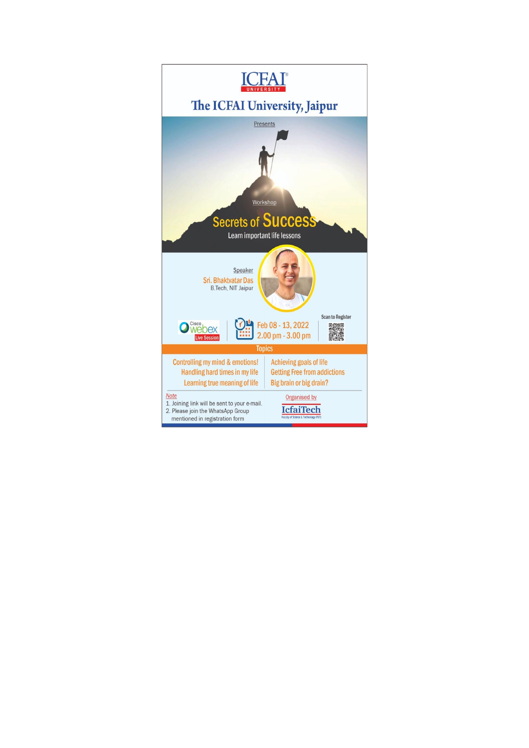# ICFAI UNIVERSITY

## The ICFAI University, Jaipur

Presents

Workshop

# Secrets of Success

Learn important life lessons

Speaker

**Sri. Bhaktvatar Das**
B.Tech, NIT Jaipur

Cisco webex Live Session

Feb 08 - 13, 2022
2.00 pm - 3.00 pm

Scan to Register

## Topics

- Controlling my mind & emotions!
- Handling hard times in my life
- Learning true meaning of life
- Achieving goals of life
- Getting Free from addictions
- Big brain or big drain?

*Note*

1. Joining link will be sent to your e-mail.
2. Please join the WhatsApp Group mentioned in registration form

Organised by

**IcfaiTech**
Faculty of Science & Technology (FST)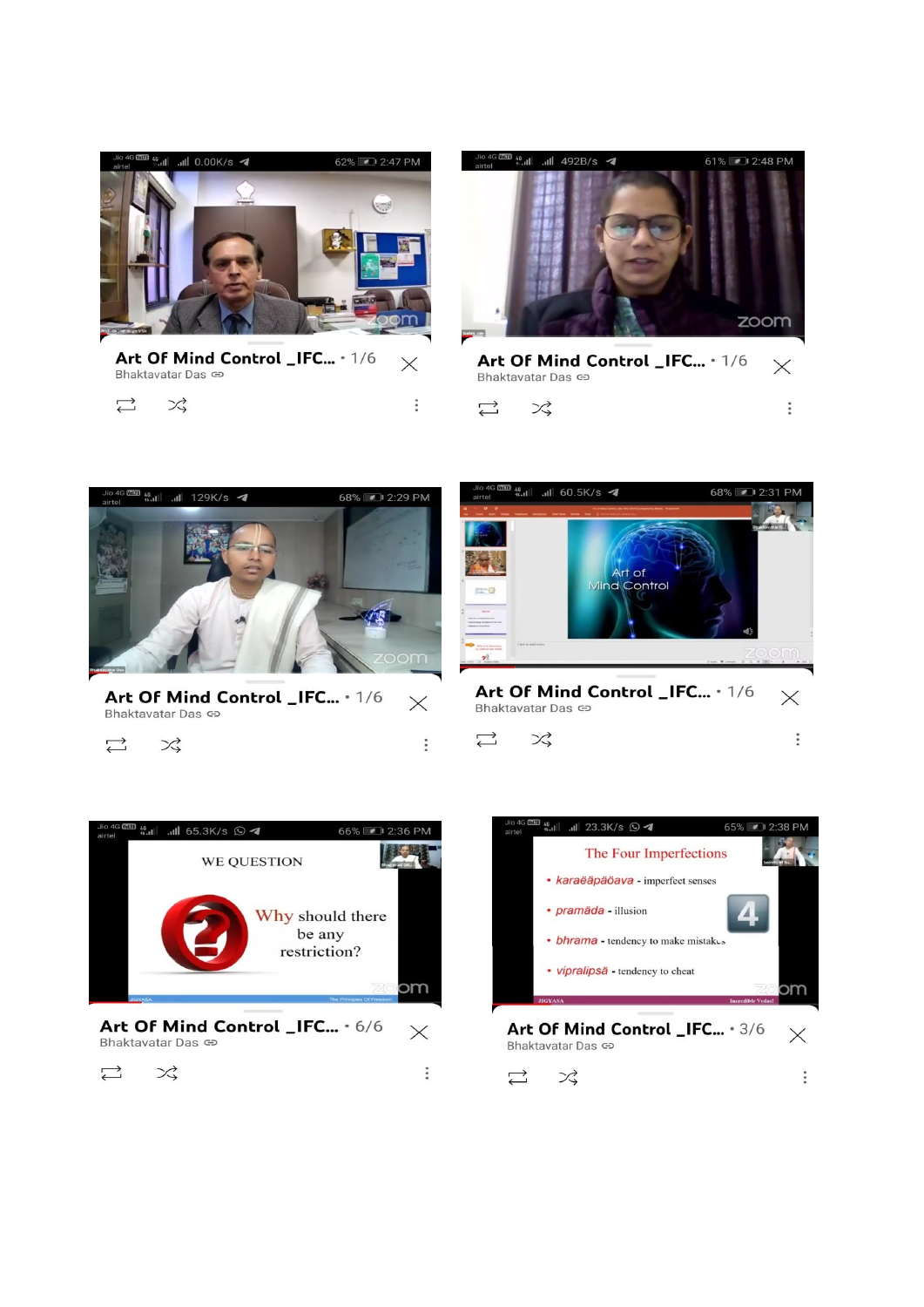Art Of Mind Control _IFC... • 1/6
Bhaktavatar Das

Art Of Mind Control _IFC... • 1/6
Bhaktavatar Das

Art Of Mind Control _IFC... • 1/6
Bhaktavatar Das

Art of
Mind Control

Art Of Mind Control _IFC... • 1/6
Bhaktavatar Das

WE QUESTION

Why should there be any restriction?

JIGYASA

The Principles Of Freedom

Art Of Mind Control _IFC... • 6/6
Bhaktavatar Das

The Four Imperfections

- karaëäpäöava - imperfect senses
- pramäda - illusion
- bhrama - tendency to make mistakes
- vipralipsä - tendency to cheat

4

JIGYASA

Incredible Vedas!

Art Of Mind Control _IFC... • 3/6
Bhaktavatar Das